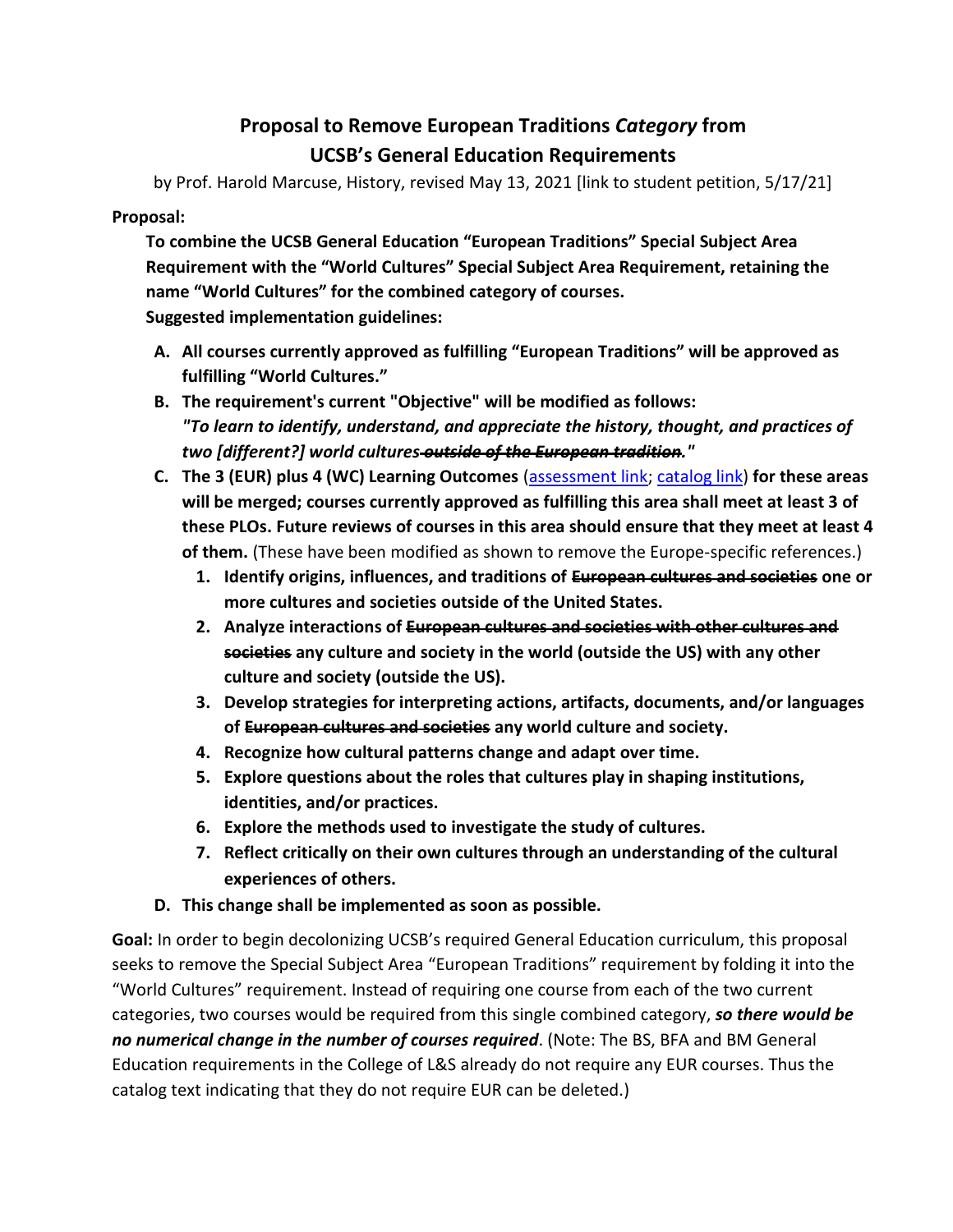# Proposal to Remove European Traditions *Category* from UCSB's General Education Requirements

by Prof. Harold Marcuse, History, revised May 13, 2021 [link to student petition, 5/17/21]

**Proposal:**

**To combine the UCSB General Education "European Traditions" Special Subject Area Requirement with the "World Cultures" Special Subject Area Requirement, retaining the name "World Cultures" for the combined category of courses.**
**Suggested implementation guidelines:**

A. **All courses currently approved as fulfilling "European Traditions" will be approved as fulfilling "World Cultures."**
B. **The requirement's current "Objective" will be modified as follows:** ***"To learn to identify, understand, and appreciate the history, thought, and practices of two [different?] world cultures ~~outside of the European tradition~~."***
C. **The 3 (EUR) plus 4 (WC) Learning Outcomes** (assessment link; catalog link) **for these areas will be merged; courses currently approved as fulfilling this area shall meet at least 3 of these PLOs. Future reviews of courses in this area should ensure that they meet at least 4 of them.** (These have been modified as shown to remove the Europe-specific references.)
   1. **Identify origins, influences, and traditions of ~~European cultures and societies~~ one or more cultures and societies outside of the United States.**
   2. **Analyze interactions of ~~European cultures and societies with other cultures and societies~~ any culture and society in the world (outside the US) with any other culture and society (outside the US).**
   3. **Develop strategies for interpreting actions, artifacts, documents, and/or languages of ~~European cultures and societies~~ any world culture and society.**
   4. **Recognize how cultural patterns change and adapt over time.**
   5. **Explore questions about the roles that cultures play in shaping institutions, identities, and/or practices.**
   6. **Explore the methods used to investigate the study of cultures.**
   7. **Reflect critically on their own cultures through an understanding of the cultural experiences of others.**
D. **This change shall be implemented as soon as possible.**

**Goal:** In order to begin decolonizing UCSB's required General Education curriculum, this proposal seeks to remove the Special Subject Area "European Traditions" requirement by folding it into the "World Cultures" requirement. Instead of requiring one course from each of the two current categories, two courses would be required from this single combined category, ***so there would be no numerical change in the number of courses required***. (Note: The BS, BFA and BM General Education requirements in the College of L&S already do not require any EUR courses. Thus the catalog text indicating that they do not require EUR can be deleted.)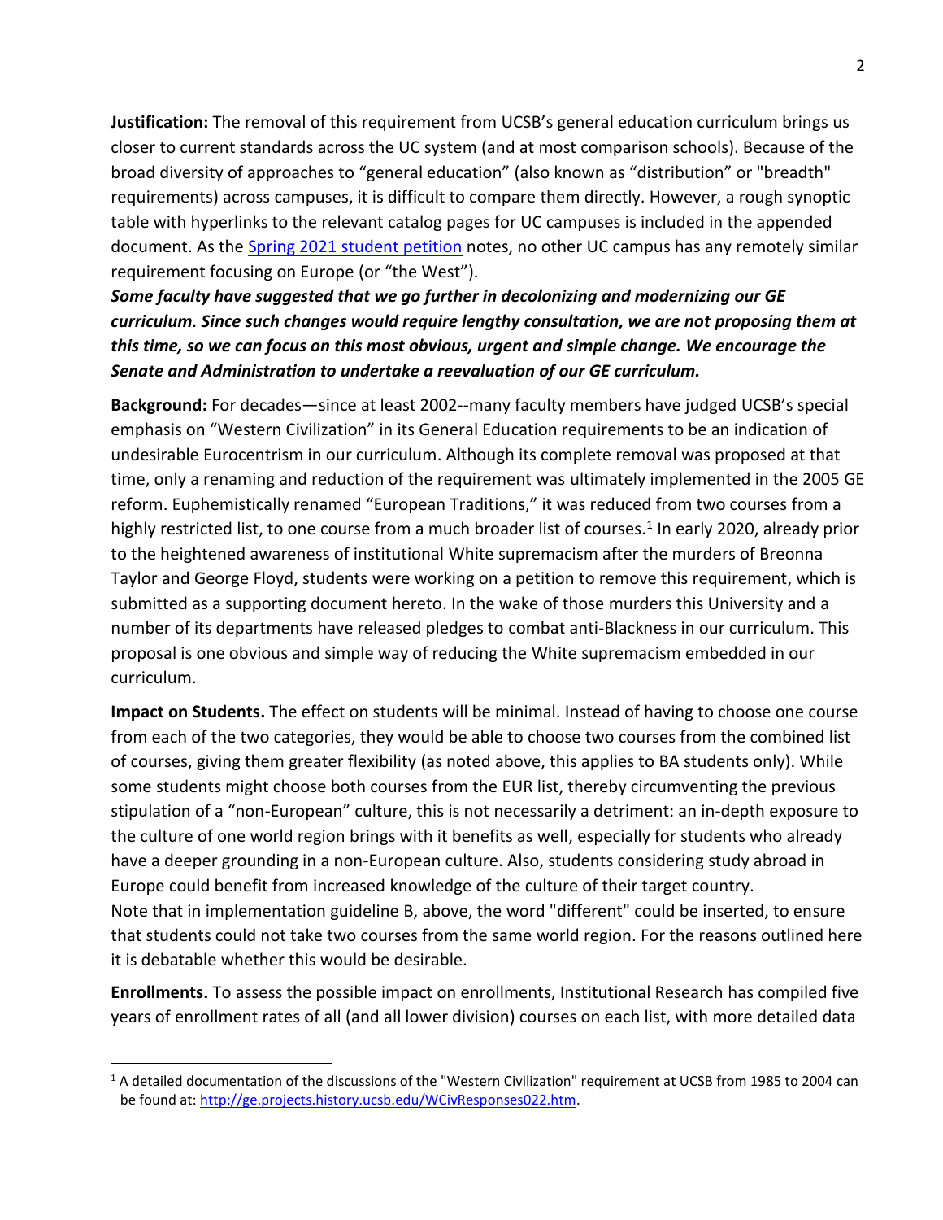**Justification:** The removal of this requirement from UCSB's general education curriculum brings us closer to current standards across the UC system (and at most comparison schools). Because of the broad diversity of approaches to "general education" (also known as "distribution" or "breadth" requirements) across campuses, it is difficult to compare them directly. However, a rough synoptic table with hyperlinks to the relevant catalog pages for UC campuses is included in the appended document. As the Spring 2021 student petition notes, no other UC campus has any remotely similar requirement focusing on Europe (or "the West").

***Some faculty have suggested that we go further in decolonizing and modernizing our GE curriculum. Since such changes would require lengthy consultation, we are not proposing them at this time, so we can focus on this most obvious, urgent and simple change. We encourage the Senate and Administration to undertake a reevaluation of our GE curriculum.***

**Background:** For decades—since at least 2002--many faculty members have judged UCSB's special emphasis on "Western Civilization" in its General Education requirements to be an indication of undesirable Eurocentrism in our curriculum. Although its complete removal was proposed at that time, only a renaming and reduction of the requirement was ultimately implemented in the 2005 GE reform. Euphemistically renamed "European Traditions," it was reduced from two courses from a highly restricted list, to one course from a much broader list of courses.[1] In early 2020, already prior to the heightened awareness of institutional White supremacism after the murders of Breonna Taylor and George Floyd, students were working on a petition to remove this requirement, which is submitted as a supporting document hereto. In the wake of those murders this University and a number of its departments have released pledges to combat anti-Blackness in our curriculum. This proposal is one obvious and simple way of reducing the White supremacism embedded in our curriculum.

**Impact on Students.** The effect on students will be minimal. Instead of having to choose one course from each of the two categories, they would be able to choose two courses from the combined list of courses, giving them greater flexibility (as noted above, this applies to BA students only). While some students might choose both courses from the EUR list, thereby circumventing the previous stipulation of a "non-European" culture, this is not necessarily a detriment: an in-depth exposure to the culture of one world region brings with it benefits as well, especially for students who already have a deeper grounding in a non-European culture. Also, students considering study abroad in Europe could benefit from increased knowledge of the culture of their target country.
Note that in implementation guideline B, above, the word "different" could be inserted, to ensure that students could not take two courses from the same world region. For the reasons outlined here it is debatable whether this would be desirable.

**Enrollments.** To assess the possible impact on enrollments, Institutional Research has compiled five years of enrollment rates of all (and all lower division) courses on each list, with more detailed data

[1] A detailed documentation of the discussions of the "Western Civilization" requirement at UCSB from 1985 to 2004 can be found at: http://ge.projects.history.ucsb.edu/WCivResponses022.htm.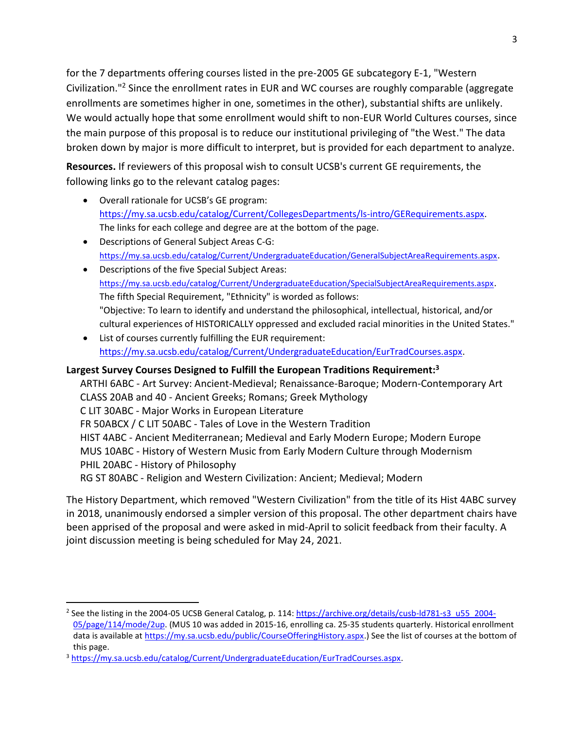for the 7 departments offering courses listed in the pre-2005 GE subcategory E-1, "Western Civilization."[2] Since the enrollment rates in EUR and WC courses are roughly comparable (aggregate enrollments are sometimes higher in one, sometimes in the other), substantial shifts are unlikely. We would actually hope that some enrollment would shift to non-EUR World Cultures courses, since the main purpose of this proposal is to reduce our institutional privileging of "the West." The data broken down by major is more difficult to interpret, but is provided for each department to analyze.

**Resources.** If reviewers of this proposal wish to consult UCSB's current GE requirements, the following links go to the relevant catalog pages:

- Overall rationale for UCSB's GE program: https://my.sa.ucsb.edu/catalog/Current/CollegesDepartments/ls-intro/GERequirements.aspx. The links for each college and degree are at the bottom of the page.
- Descriptions of General Subject Areas C-G: https://my.sa.ucsb.edu/catalog/Current/UndergraduateEducation/GeneralSubjectAreaRequirements.aspx.
- Descriptions of the five Special Subject Areas: https://my.sa.ucsb.edu/catalog/Current/UndergraduateEducation/SpecialSubjectAreaRequirements.aspx. The fifth Special Requirement, "Ethnicity" is worded as follows: "Objective: To learn to identify and understand the philosophical, intellectual, historical, and/or cultural experiences of HISTORICALLY oppressed and excluded racial minorities in the United States."
- List of courses currently fulfilling the EUR requirement: https://my.sa.ucsb.edu/catalog/Current/UndergraduateEducation/EurTradCourses.aspx.

**Largest Survey Courses Designed to Fulfill the European Traditions Requirement:[3]**

ARTHI 6ABC - Art Survey: Ancient-Medieval; Renaissance-Baroque; Modern-Contemporary Art
CLASS 20AB and 40 - Ancient Greeks; Romans; Greek Mythology
C LIT 30ABC - Major Works in European Literature
FR 50ABCX / C LIT 50ABC - Tales of Love in the Western Tradition
HIST 4ABC - Ancient Mediterranean; Medieval and Early Modern Europe; Modern Europe
MUS 10ABC - History of Western Music from Early Modern Culture through Modernism
PHIL 20ABC - History of Philosophy
RG ST 80ABC - Religion and Western Civilization: Ancient; Medieval; Modern

The History Department, which removed "Western Civilization" from the title of its Hist 4ABC survey in 2018, unanimously endorsed a simpler version of this proposal. The other department chairs have been apprised of the proposal and were asked in mid-April to solicit feedback from their faculty. A joint discussion meeting is being scheduled for May 24, 2021.

---

[2] See the listing in the 2004-05 UCSB General Catalog, p. 114: https://archive.org/details/cusb-ld781-s3_u55_2004-05/page/114/mode/2up. (MUS 10 was added in 2015-16, enrolling ca. 25-35 students quarterly. Historical enrollment data is available at https://my.sa.ucsb.edu/public/CourseOfferingHistory.aspx.) See the list of courses at the bottom of this page.

[3] https://my.sa.ucsb.edu/catalog/Current/UndergraduateEducation/EurTradCourses.aspx.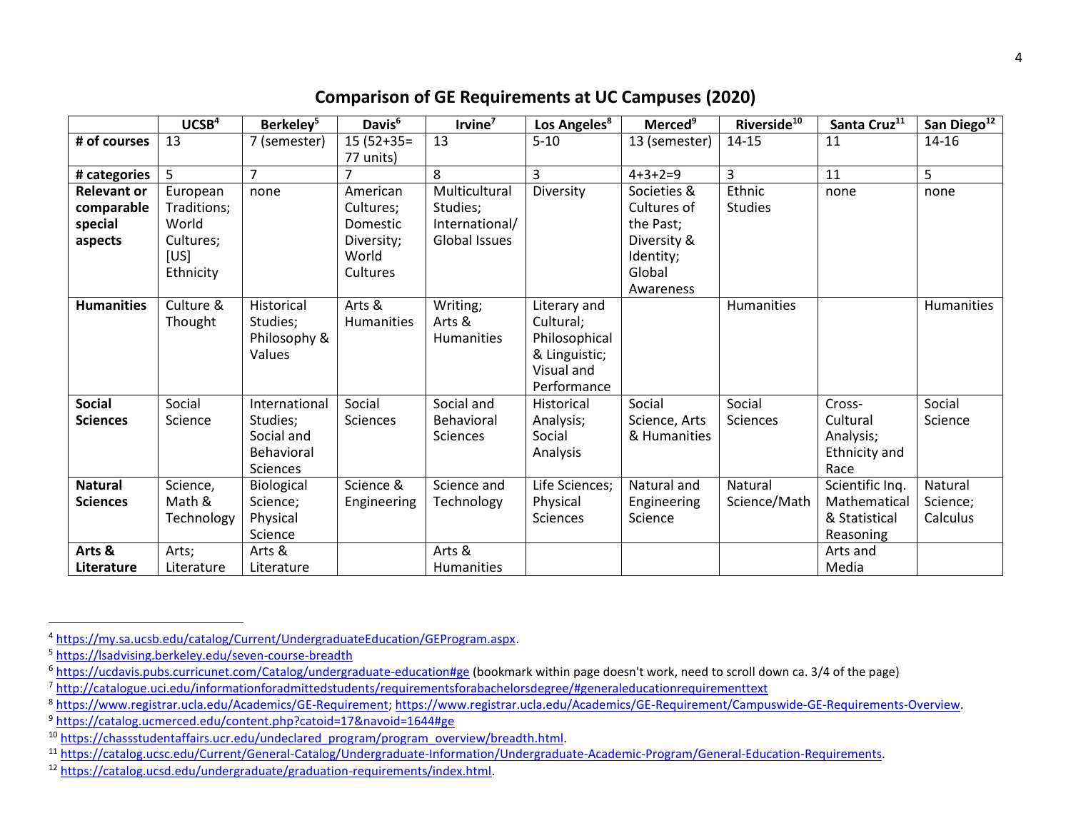## Comparison of GE Requirements at UC Campuses (2020)

| | UCSB[4] | Berkeley[5] | Davis[6] | Irvine[7] | Los Angeles[8] | Merced[9] | Riverside[10] | Santa Cruz[11] | San Diego[12] |
|---|---|---|---|---|---|---|---|---|---|
| **# of courses** | 13 | 7 (semester) | 15 (52+35= 77 units) | 13 | 5-10 | 13 (semester) | 14-15 | 11 | 14-16 |
| **# categories** | 5 | 7 | 7 | 8 | 3 | 4+3+2=9 | 3 | 11 | 5 |
| **Relevant or comparable special aspects** | European Traditions; World Cultures; [US] Ethnicity | none | American Cultures; Domestic Diversity; World Cultures | Multicultural Studies; International/ Global Issues | Diversity | Societies & Cultures of the Past; Diversity & Identity; Global Awareness | Ethnic Studies | none | none |
| **Humanities** | Culture & Thought | Historical Studies; Philosophy & Values | Arts & Humanities | Writing; Arts & Humanities | Literary and Cultural; Philosophical & Linguistic; Visual and Performance | | Humanities | | Humanities |
| **Social Sciences** | Social Science | International Studies; Social and Behavioral Sciences | Social Sciences | Social and Behavioral Sciences | Historical Analysis; Social Analysis | Social Science, Arts & Humanities | Social Sciences | Cross-Cultural Analysis; Ethnicity and Race | Social Science |
| **Natural Sciences** | Science, Math & Technology | Biological Science; Physical Science | Science & Engineering | Science and Technology | Life Sciences; Physical Sciences | Natural and Engineering Science | Natural Science/Math | Scientific Inq. Mathematical & Statistical Reasoning | Natural Science; Calculus |
| **Arts & Literature** | Arts; Literature | Arts & Literature | | Arts & Humanities | | | | Arts and Media | |

---

[4] https://my.sa.ucsb.edu/catalog/Current/UndergraduateEducation/GEProgram.aspx.

[5] https://lsadvising.berkeley.edu/seven-course-breadth

[6] https://ucdavis.pubs.curricunet.com/Catalog/undergraduate-education#ge (bookmark within page doesn't work, need to scroll down ca. 3/4 of the page)

[7] http://catalogue.uci.edu/informationforadmittedstudents/requirementsforabachelorsdegree/#generaleducationrequirementtext

[8] https://www.registrar.ucla.edu/Academics/GE-Requirement; https://www.registrar.ucla.edu/Academics/GE-Requirement/Campuswide-GE-Requirements-Overview.

[9] https://catalog.ucmerced.edu/content.php?catoid=17&navoid=1644#ge

[10] https://chassstudentaffairs.ucr.edu/undeclared_program/program_overview/breadth.html.

[11] https://catalog.ucsc.edu/Current/General-Catalog/Undergraduate-Information/Undergraduate-Academic-Program/General-Education-Requirements.

[12] https://catalog.ucsd.edu/undergraduate/graduation-requirements/index.html.